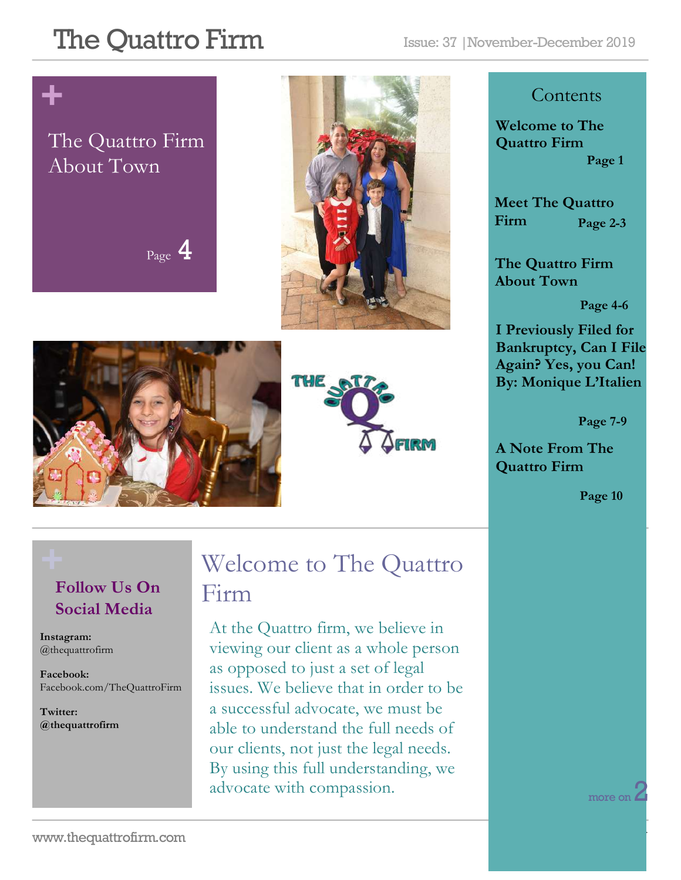# The Quattro Firm

Issue: 37 | November-December 2019

## The Quattro Firm About Town

Page 4

## Contents

**Welcome to The Quattro Firm** — **Page 1**

**Meet The Quattro Firm** — **Page 2-3**

**The Quattro Firm About Town** — **Page 4-6**

**I Previously Filed for Bankruptcy, Can I File Again? Yes, you Can! By: Monique L'Italien** — **Page 7-9**

**A Note From The Quattro Firm** — **Page 10**

## Follow Us On Social Media

**Instagram:**
@thequattrofirm

**Facebook:**
Facebook.com/TheQuattroFirm

**Twitter:**
**@thequattrofirm**

## Welcome to The Quattro Firm

At the Quattro firm, we believe in viewing our client as a whole person as opposed to just a set of legal issues. We believe that in order to be a successful advocate, we must be able to understand the full needs of our clients, not just the legal needs. By using this full understanding, we advocate with compassion.

more on 2

www.thequattrofirm.com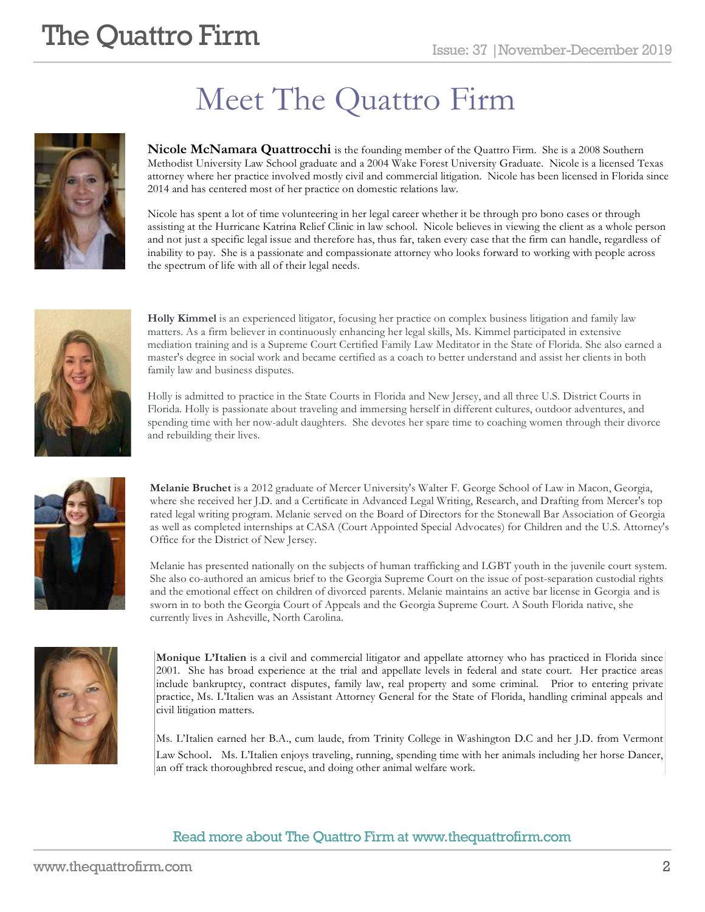# Meet The Quattro Firm

**Nicole McNamara Quattrocchi** is the founding member of the Quattro Firm. She is a 2008 Southern Methodist University Law School graduate and a 2004 Wake Forest University Graduate. Nicole is a licensed Texas attorney where her practice involved mostly civil and commercial litigation. Nicole has been licensed in Florida since 2014 and has centered most of her practice on domestic relations law.

Nicole has spent a lot of time volunteering in her legal career whether it be through pro bono cases or through assisting at the Hurricane Katrina Relief Clinic in law school. Nicole believes in viewing the client as a whole person and not just a specific legal issue and therefore has, thus far, taken every case that the firm can handle, regardless of inability to pay. She is a passionate and compassionate attorney who looks forward to working with people across the spectrum of life with all of their legal needs.

**Holly Kimmel** is an experienced litigator, focusing her practice on complex business litigation and family law matters. As a firm believer in continuously enhancing her legal skills, Ms. Kimmel participated in extensive mediation training and is a Supreme Court Certified Family Law Meditator in the State of Florida. She also earned a master's degree in social work and became certified as a coach to better understand and assist her clients in both family law and business disputes.

Holly is admitted to practice in the State Courts in Florida and New Jersey, and all three U.S. District Courts in Florida. Holly is passionate about traveling and immersing herself in different cultures, outdoor adventures, and spending time with her now-adult daughters. She devotes her spare time to coaching women through their divorce and rebuilding their lives.

**Melanie Bruchet** is a 2012 graduate of Mercer University's Walter F. George School of Law in Macon, Georgia, where she received her J.D. and a Certificate in Advanced Legal Writing, Research, and Drafting from Mercer's top rated legal writing program. Melanie served on the Board of Directors for the Stonewall Bar Association of Georgia as well as completed internships at CASA (Court Appointed Special Advocates) for Children and the U.S. Attorney's Office for the District of New Jersey.

Melanie has presented nationally on the subjects of human trafficking and LGBT youth in the juvenile court system. She also co-authored an amicus brief to the Georgia Supreme Court on the issue of post-separation custodial rights and the emotional effect on children of divorced parents. Melanie maintains an active bar license in Georgia and is sworn in to both the Georgia Court of Appeals and the Georgia Supreme Court. A South Florida native, she currently lives in Asheville, North Carolina.

**Monique L'Italien** is a civil and commercial litigator and appellate attorney who has practiced in Florida since 2001. She has broad experience at the trial and appellate levels in federal and state court. Her practice areas include bankruptcy, contract disputes, family law, real property and some criminal. Prior to entering private practice, Ms. L'Italien was an Assistant Attorney General for the State of Florida, handling criminal appeals and civil litigation matters.

Ms. L'Italien earned her B.A., cum laude, from Trinity College in Washington D.C and her J.D. from Vermont Law School. Ms. L'Italien enjoys traveling, running, spending time with her animals including her horse Dancer, an off track thoroughbred rescue, and doing other animal welfare work.

Read more about The Quattro Firm at www.thequattrofirm.com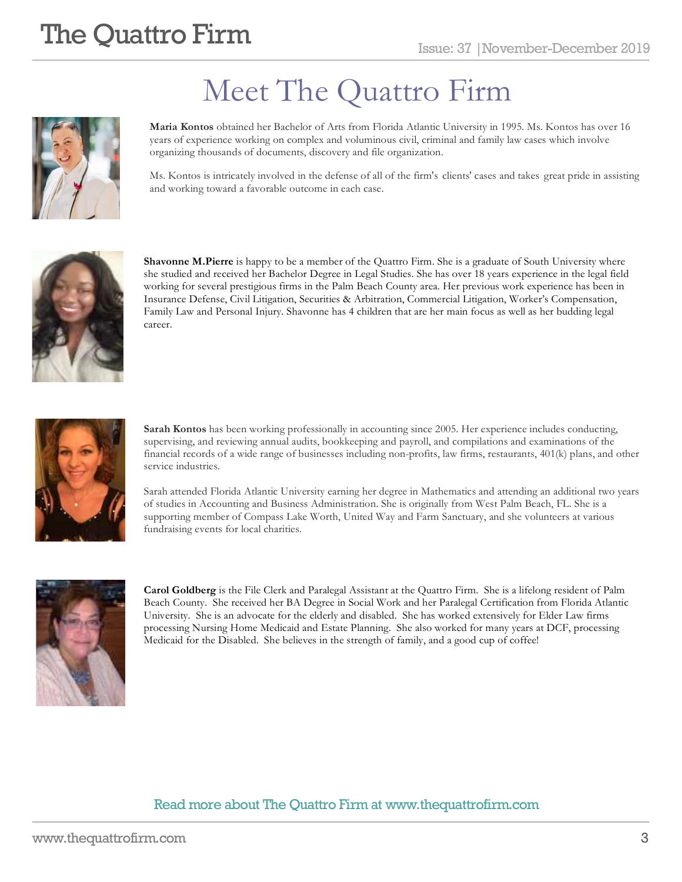# Meet The Quattro Firm

**Maria Kontos** obtained her Bachelor of Arts from Florida Atlantic University in 1995. Ms. Kontos has over 16 years of experience working on complex and voluminous civil, criminal and family law cases which involve organizing thousands of documents, discovery and file organization.

Ms. Kontos is intricately involved in the defense of all of the firm's clients' cases and takes great pride in assisting and working toward a favorable outcome in each case.

**Shavonne M.Pierre** is happy to be a member of the Quattro Firm. She is a graduate of South University where she studied and received her Bachelor Degree in Legal Studies. She has over 18 years experience in the legal field working for several prestigious firms in the Palm Beach County area. Her previous work experience has been in Insurance Defense, Civil Litigation, Securities & Arbitration, Commercial Litigation, Worker's Compensation, Family Law and Personal Injury. Shavonne has 4 children that are her main focus as well as her budding legal career.

**Sarah Kontos** has been working professionally in accounting since 2005. Her experience includes conducting, supervising, and reviewing annual audits, bookkeeping and payroll, and compilations and examinations of the financial records of a wide range of businesses including non-profits, law firms, restaurants, 401(k) plans, and other service industries.

Sarah attended Florida Atlantic University earning her degree in Mathematics and attending an additional two years of studies in Accounting and Business Administration. She is originally from West Palm Beach, FL. She is a supporting member of Compass Lake Worth, United Way and Farm Sanctuary, and she volunteers at various fundraising events for local charities.

**Carol Goldberg** is the File Clerk and Paralegal Assistant at the Quattro Firm. She is a lifelong resident of Palm Beach County. She received her BA Degree in Social Work and her Paralegal Certification from Florida Atlantic University. She is an advocate for the elderly and disabled. She has worked extensively for Elder Law firms processing Nursing Home Medicaid and Estate Planning. She also worked for many years at DCF, processing Medicaid for the Disabled. She believes in the strength of family, and a good cup of coffee!

Read more about The Quattro Firm at www.thequattrofirm.com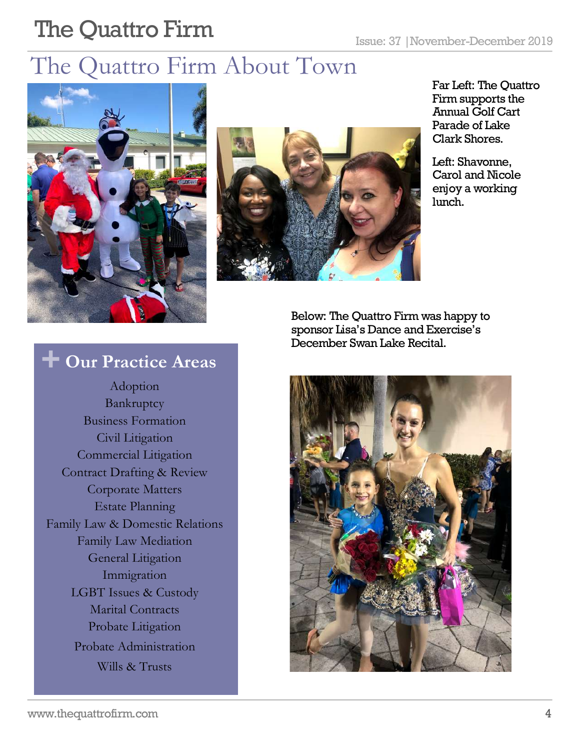# The Quattro Firm About Town

Far Left: The Quattro Firm supports the Annual Golf Cart Parade of Lake Clark Shores.

Left: Shavonne, Carol and Nicole enjoy a working lunch.

Below: The Quattro Firm was happy to sponsor Lisa's Dance and Exercise's December Swan Lake Recital.

## Our Practice Areas

- Adoption
- Bankruptcy
- Business Formation
- Civil Litigation
- Commercial Litigation
- Contract Drafting & Review
- Corporate Matters
- Estate Planning
- Family Law & Domestic Relations
- Family Law Mediation
- General Litigation
- Immigration
- LGBT Issues & Custody
- Marital Contracts
- Probate Litigation
- Probate Administration
- Wills & Trusts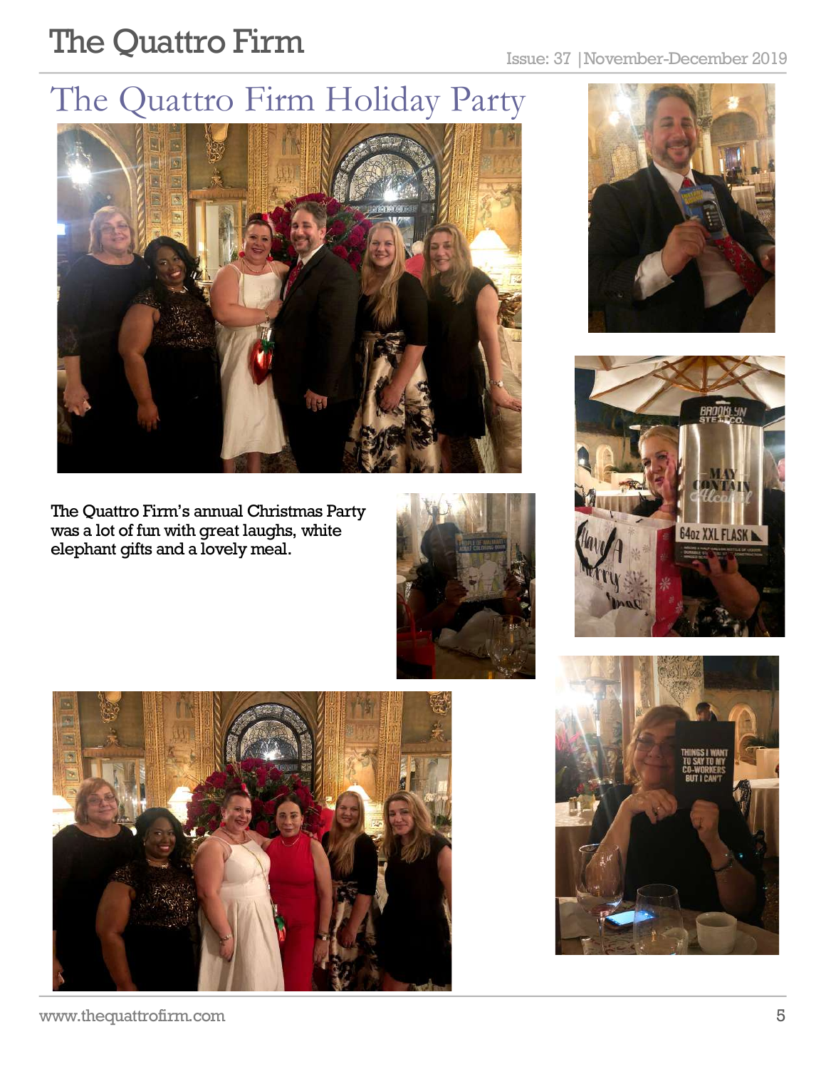# The Quattro Firm Holiday Party

The Quattro Firm's annual Christmas Party was a lot of fun with great laughs, white elephant gifts and a lovely meal.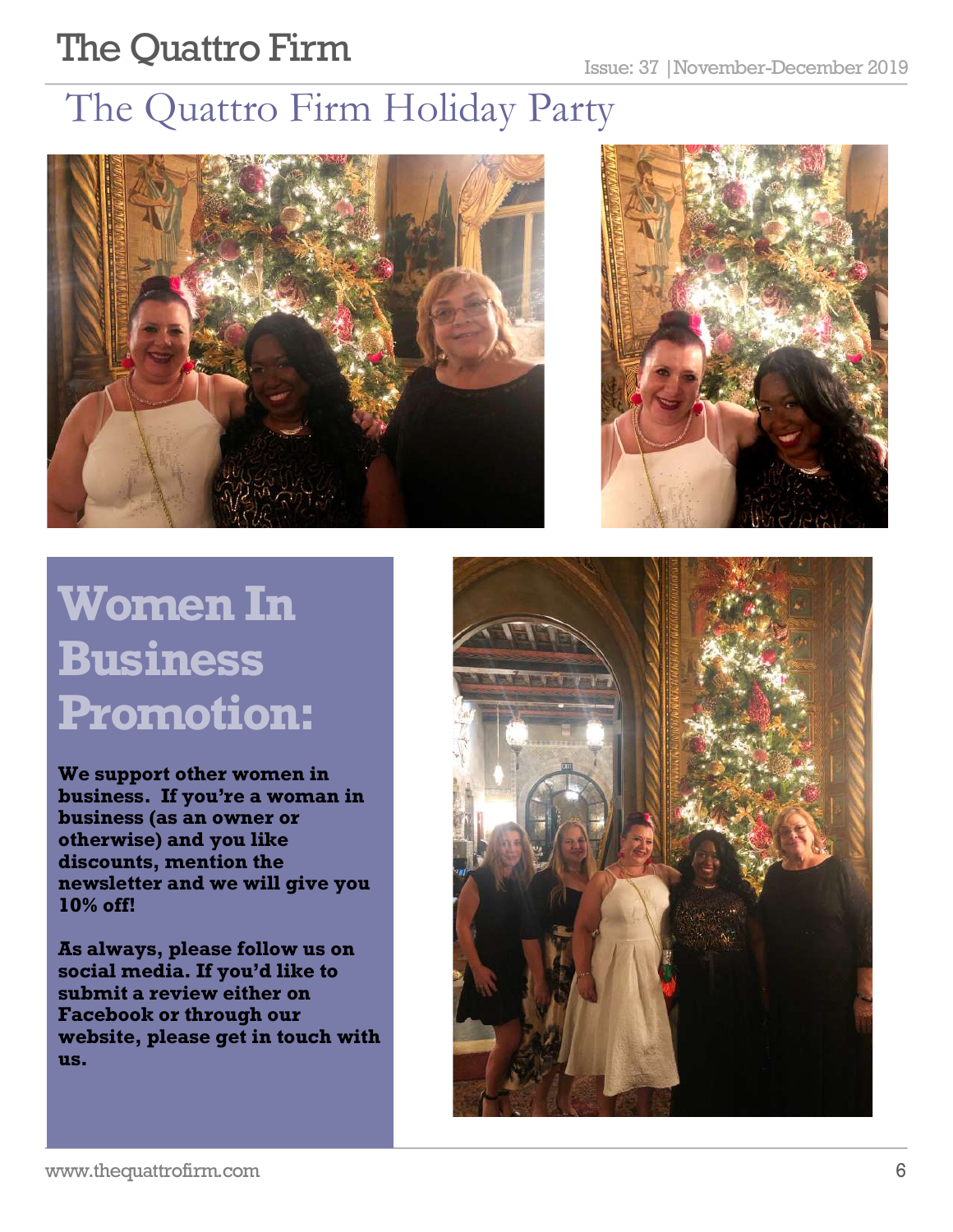# The Quattro Firm Holiday Party

## Women In Business Promotion:

**We support other women in business. If you're a woman in business (as an owner or otherwise) and you like discounts, mention the newsletter and we will give you 10% off!**

**As always, please follow us on social media. If you'd like to submit a review either on Facebook or through our website, please get in touch with us.**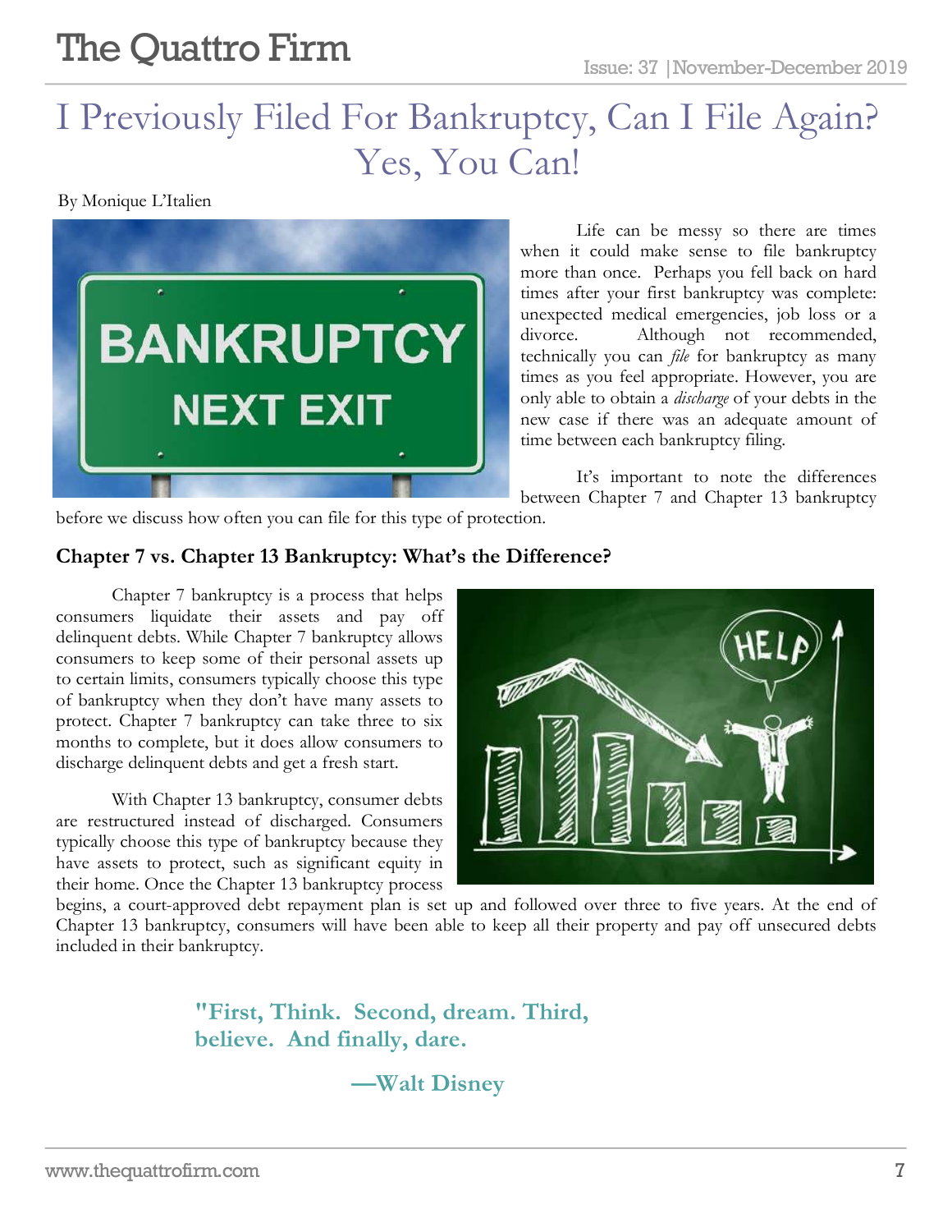# I Previously Filed For Bankruptcy, Can I File Again? Yes, You Can!

By Monique L'Italien

Life can be messy so there are times when it could make sense to file bankruptcy more than once. Perhaps you fell back on hard times after your first bankruptcy was complete: unexpected medical emergencies, job loss or a divorce. Although not recommended, technically you can *file* for bankruptcy as many times as you feel appropriate. However, you are only able to obtain a *discharge* of your debts in the new case if there was an adequate amount of time between each bankruptcy filing.

It's important to note the differences between Chapter 7 and Chapter 13 bankruptcy before we discuss how often you can file for this type of protection.

### Chapter 7 vs. Chapter 13 Bankruptcy: What's the Difference?

Chapter 7 bankruptcy is a process that helps consumers liquidate their assets and pay off delinquent debts. While Chapter 7 bankruptcy allows consumers to keep some of their personal assets up to certain limits, consumers typically choose this type of bankruptcy when they don't have many assets to protect. Chapter 7 bankruptcy can take three to six months to complete, but it does allow consumers to discharge delinquent debts and get a fresh start.

With Chapter 13 bankruptcy, consumer debts are restructured instead of discharged. Consumers typically choose this type of bankruptcy because they have assets to protect, such as significant equity in their home. Once the Chapter 13 bankruptcy process begins, a court-approved debt repayment plan is set up and followed over three to five years. At the end of Chapter 13 bankruptcy, consumers will have been able to keep all their property and pay off unsecured debts included in their bankruptcy.

> **"First, Think. Second, dream. Third, believe. And finally, dare.**
>
> **—Walt Disney**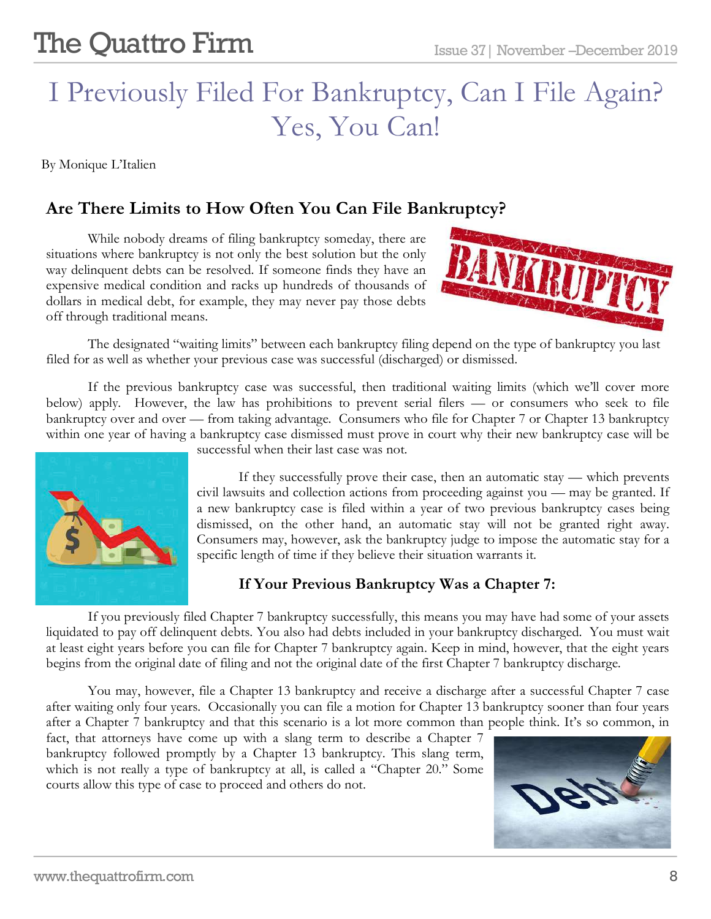# I Previously Filed For Bankruptcy, Can I File Again? Yes, You Can!

By Monique L'Italien

## Are There Limits to How Often You Can File Bankruptcy?

While nobody dreams of filing bankruptcy someday, there are situations where bankruptcy is not only the best solution but the only way delinquent debts can be resolved. If someone finds they have an expensive medical condition and racks up hundreds of thousands of dollars in medical debt, for example, they may never pay those debts off through traditional means.

The designated "waiting limits" between each bankruptcy filing depend on the type of bankruptcy you last filed for as well as whether your previous case was successful (discharged) or dismissed.

If the previous bankruptcy case was successful, then traditional waiting limits (which we'll cover more below) apply. However, the law has prohibitions to prevent serial filers — or consumers who seek to file bankruptcy over and over — from taking advantage. Consumers who file for Chapter 7 or Chapter 13 bankruptcy within one year of having a bankruptcy case dismissed must prove in court why their new bankruptcy case will be successful when their last case was not.

If they successfully prove their case, then an automatic stay — which prevents civil lawsuits and collection actions from proceeding against you — may be granted. If a new bankruptcy case is filed within a year of two previous bankruptcy cases being dismissed, on the other hand, an automatic stay will not be granted right away. Consumers may, however, ask the bankruptcy judge to impose the automatic stay for a specific length of time if they believe their situation warrants it.

### If Your Previous Bankruptcy Was a Chapter 7:

If you previously filed Chapter 7 bankruptcy successfully, this means you may have had some of your assets liquidated to pay off delinquent debts. You also had debts included in your bankruptcy discharged. You must wait at least eight years before you can file for Chapter 7 bankruptcy again. Keep in mind, however, that the eight years begins from the original date of filing and not the original date of the first Chapter 7 bankruptcy discharge.

You may, however, file a Chapter 13 bankruptcy and receive a discharge after a successful Chapter 7 case after waiting only four years. Occasionally you can file a motion for Chapter 13 bankruptcy sooner than four years after a Chapter 7 bankruptcy and that this scenario is a lot more common than people think. It's so common, in fact, that attorneys have come up with a slang term to describe a Chapter 7 bankruptcy followed promptly by a Chapter 13 bankruptcy. This slang term, which is not really a type of bankruptcy at all, is called a "Chapter 20." Some courts allow this type of case to proceed and others do not.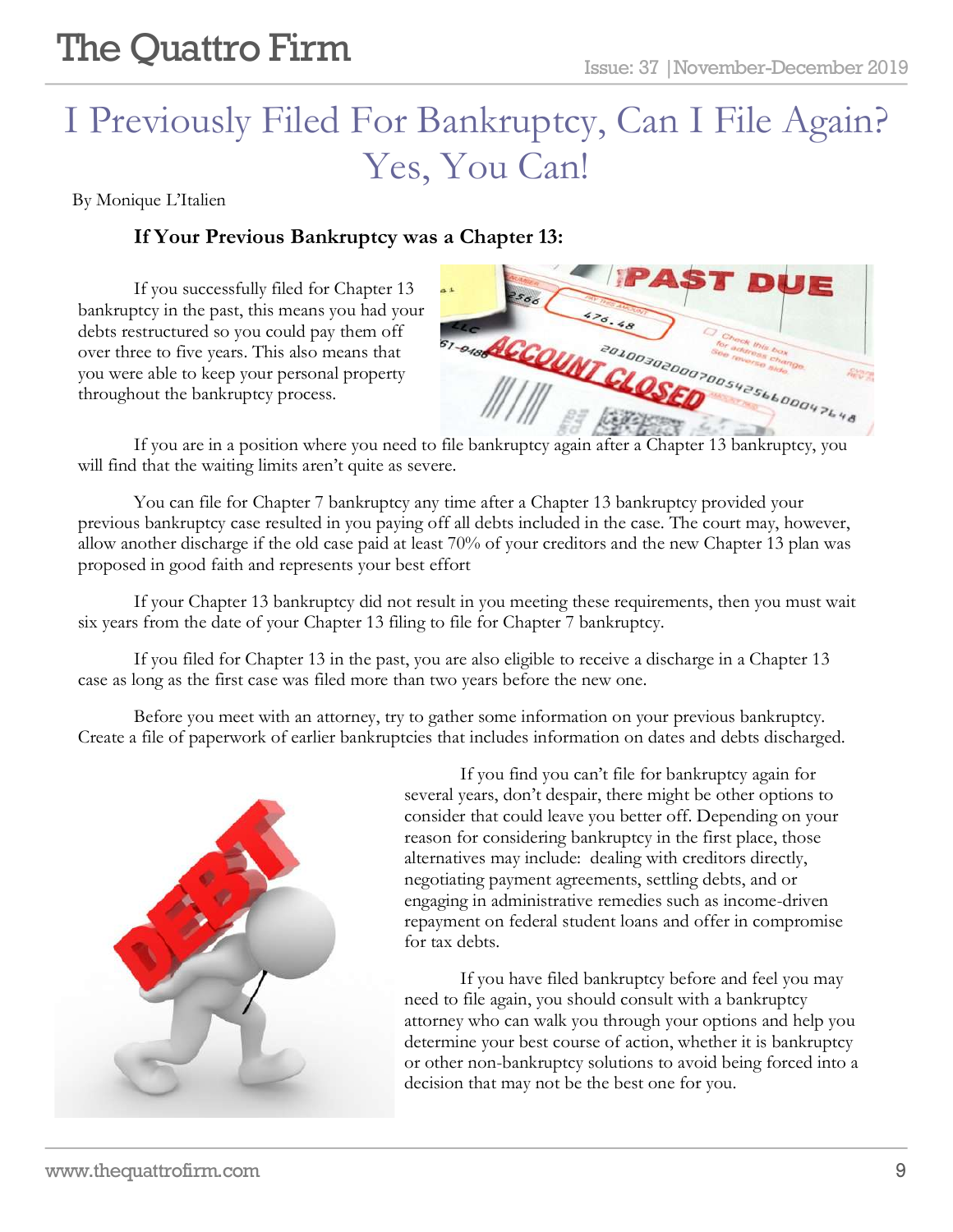# I Previously Filed For Bankruptcy, Can I File Again? Yes, You Can!

By Monique L'Italien

### If Your Previous Bankruptcy was a Chapter 13:

If you successfully filed for Chapter 13 bankruptcy in the past, this means you had your debts restructured so you could pay them off over three to five years. This also means that you were able to keep your personal property throughout the bankruptcy process.

If you are in a position where you need to file bankruptcy again after a Chapter 13 bankruptcy, you will find that the waiting limits aren't quite as severe.

You can file for Chapter 7 bankruptcy any time after a Chapter 13 bankruptcy provided your previous bankruptcy case resulted in you paying off all debts included in the case. The court may, however, allow another discharge if the old case paid at least 70% of your creditors and the new Chapter 13 plan was proposed in good faith and represents your best effort

If your Chapter 13 bankruptcy did not result in you meeting these requirements, then you must wait six years from the date of your Chapter 13 filing to file for Chapter 7 bankruptcy.

If you filed for Chapter 13 in the past, you are also eligible to receive a discharge in a Chapter 13 case as long as the first case was filed more than two years before the new one.

Before you meet with an attorney, try to gather some information on your previous bankruptcy. Create a file of paperwork of earlier bankruptcies that includes information on dates and debts discharged.

If you find you can't file for bankruptcy again for several years, don't despair, there might be other options to consider that could leave you better off. Depending on your reason for considering bankruptcy in the first place, those alternatives may include: dealing with creditors directly, negotiating payment agreements, settling debts, and or engaging in administrative remedies such as income-driven repayment on federal student loans and offer in compromise for tax debts.

If you have filed bankruptcy before and feel you may need to file again, you should consult with a bankruptcy attorney who can walk you through your options and help you determine your best course of action, whether it is bankruptcy or other non-bankruptcy solutions to avoid being forced into a decision that may not be the best one for you.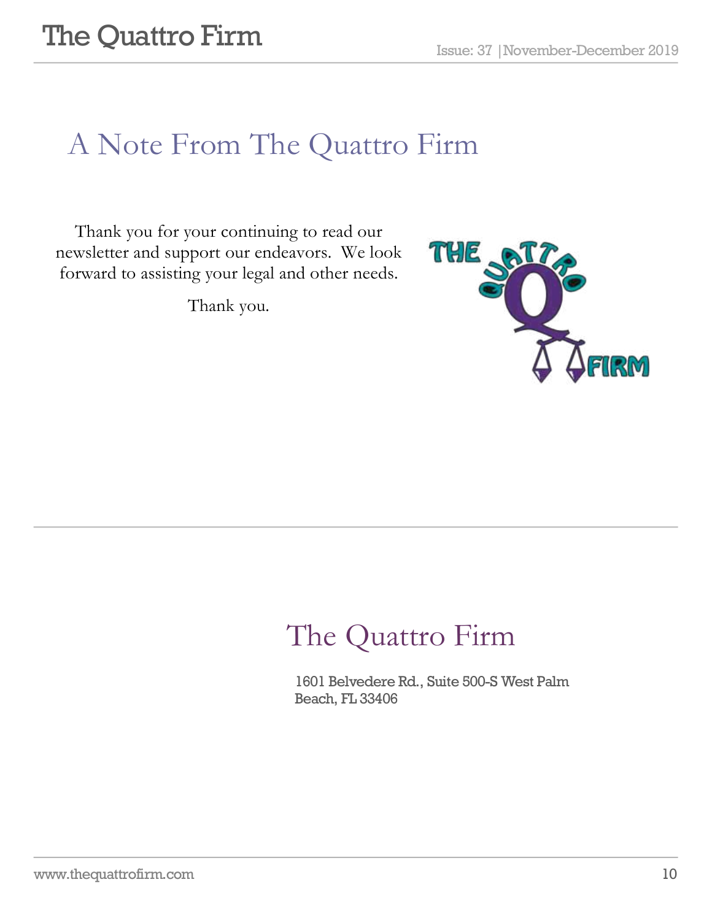# A Note From The Quattro Firm

Thank you for your continuing to read our newsletter and support our endeavors. We look forward to assisting your legal and other needs.

Thank you.

## The Quattro Firm

1601 Belvedere Rd., Suite 500-S West Palm Beach, FL 33406